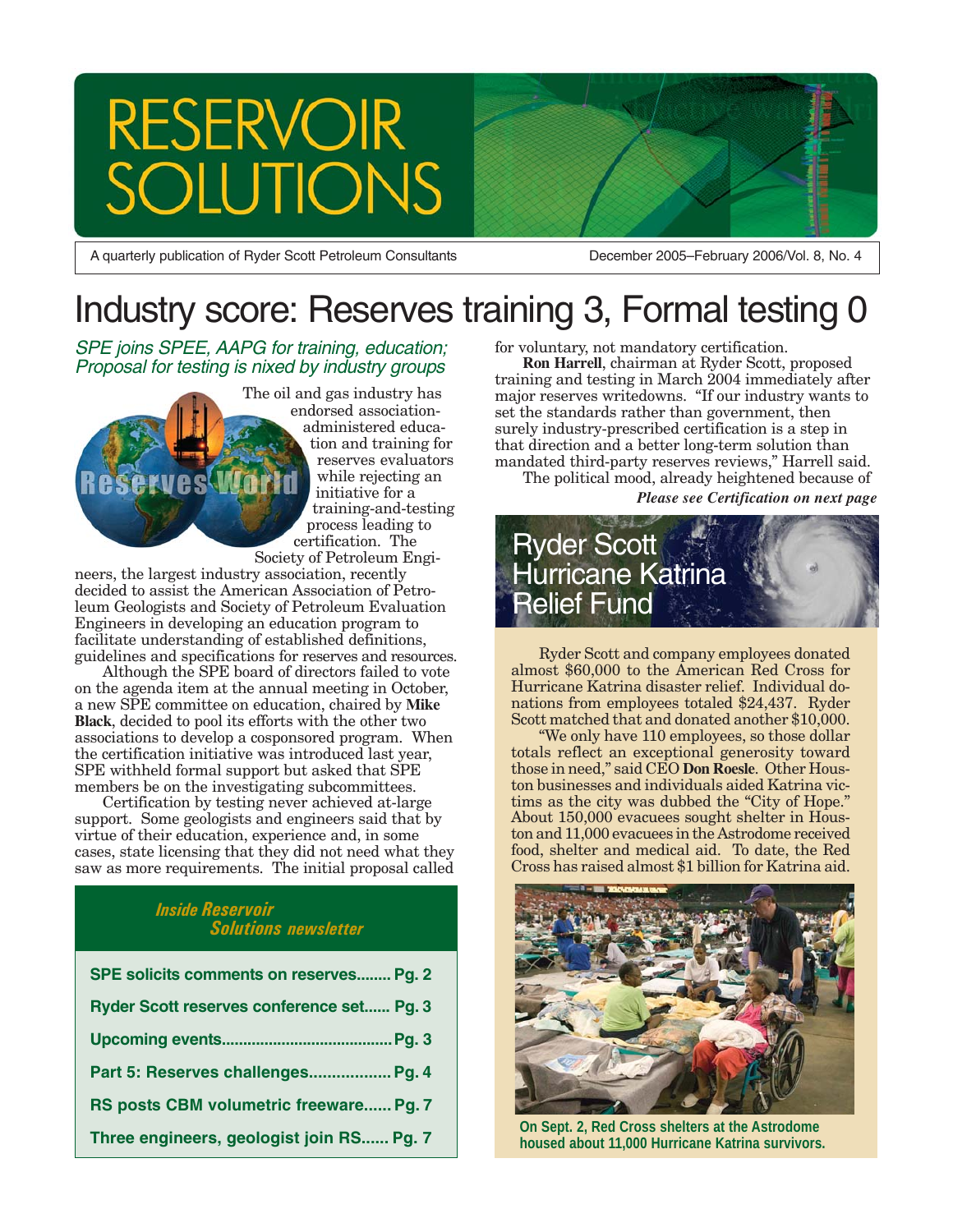# RESERVOIR SOLUTIONS

A quarterly publication of Ryder Scott Petroleum Consultants

December 2005–February 2006/Vol. 8, No. 4

# Industry score: Reserves training 3, Formal testing 0

## *SPE joins SPEE, AAPG for training, education; Proposal for testing is nixed by industry groups*

The oil and gas industry has endorsed association-administered education and training for reserves evaluators while rejecting an initiative for a training-and-testing process leading to certification. The Society of Petroleum Engineers, the largest industry association, recently decided to assist the American Association of Petroleum Geologists and Society of Petroleum Evaluation Engineers in developing an education program to facilitate understanding of established definitions, guidelines and specifications for reserves and resources.

Although the SPE board of directors failed to vote on the agenda item at the annual meeting in October, a new SPE committee on education, chaired by **Mike Black**, decided to pool its efforts with the other two associations to develop a cosponsored program. When the certification initiative was introduced last year, SPE withheld formal support but asked that SPE members be on the investigating subcommittees.

Certification by testing never achieved at-large support. Some geologists and engineers said that by virtue of their education, experience and, in some cases, state licensing that they did not need what they saw as more requirements. The initial proposal called for voluntary, not mandatory certification.

**Ron Harrell**, chairman at Ryder Scott, proposed training and testing in March 2004 immediately after major reserves writedowns. "If our industry wants to set the standards rather than government, then surely industry-prescribed certification is a step in that direction and a better long-term solution than mandated third-party reserves reviews," Harrell said.

The political mood, already heightened because of

***Please see Certification on next page***

### Inside Reservoir Solutions newsletter

- SPE solicits comments on reserves........ Pg. 2
- Ryder Scott reserves conference set...... Pg. 3
- Upcoming events....................................... Pg. 3
- Part 5: Reserves challenges.................. Pg. 4
- RS posts CBM volumetric freeware...... Pg. 7
- Three engineers, geologist join RS...... Pg. 7

## Ryder Scott Hurricane Katrina Relief Fund

Ryder Scott and company employees donated almost $60,000 to the American Red Cross for Hurricane Katrina disaster relief. Individual donations from employees totaled $24,437. Ryder Scott matched that and donated another $10,000.

"We only have 110 employees, so those dollar totals reflect an exceptional generosity toward those in need," said CEO **Don Roesle**. Other Houston businesses and individuals aided Katrina victims as the city was dubbed the "City of Hope." About 150,000 evacuees sought shelter in Houston and 11,000 evacuees in the Astrodome received food, shelter and medical aid. To date, the Red Cross has raised almost $1 billion for Katrina aid.

**On Sept. 2, Red Cross shelters at the Astrodome housed about 11,000 Hurricane Katrina survivors.**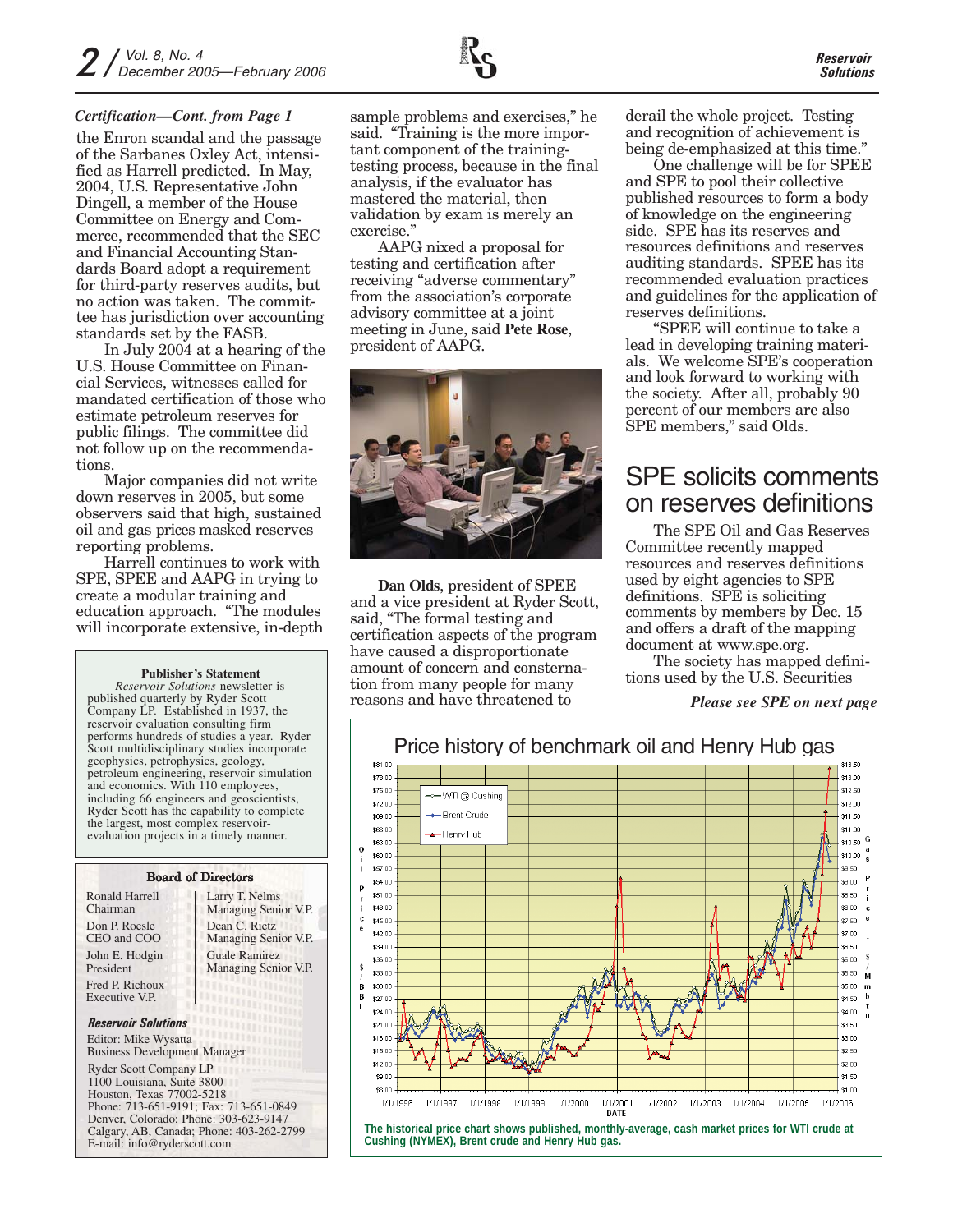*Certification—Cont. from Page 1*

the Enron scandal and the passage of the Sarbanes Oxley Act, intensified as Harrell predicted. In May, 2004, U.S. Representative John Dingell, a member of the House Committee on Energy and Commerce, recommended that the SEC and Financial Accounting Standards Board adopt a requirement for third-party reserves audits, but no action was taken. The committee has jurisdiction over accounting standards set by the FASB.

In July 2004 at a hearing of the U.S. House Committee on Financial Services, witnesses called for mandated certification of those who estimate petroleum reserves for public filings. The committee did not follow up on the recommendations.

Major companies did not write down reserves in 2005, but some observers said that high, sustained oil and gas prices masked reserves reporting problems.

Harrell continues to work with SPE, SPEE and AAPG in trying to create a modular training and education approach. "The modules will incorporate extensive, in-depth sample problems and exercises," he said. "Training is the more important component of the training-testing process, because in the final analysis, if the evaluator has mastered the material, then validation by exam is merely an exercise."

AAPG nixed a proposal for testing and certification after receiving "adverse commentary" from the association's corporate advisory committee at a joint meeting in June, said **Pete Rose**, president of AAPG.

**Dan Olds**, president of SPEE and a vice president at Ryder Scott, said, "The formal testing and certification aspects of the program have caused a disproportionate amount of concern and consternation from many people for many reasons and have threatened to derail the whole project. Testing and recognition of achievement is being de-emphasized at this time."

One challenge will be for SPEE and SPE to pool their collective published resources to form a body of knowledge on the engineering side. SPE has its reserves and resources definitions and reserves auditing standards. SPEE has its recommended evaluation practices and guidelines for the application of reserves definitions.

"SPEE will continue to take a lead in developing training materials. We welcome SPE's cooperation and look forward to working with the society. After all, probably 90 percent of our members are also SPE members," said Olds.

## SPE solicits comments on reserves definitions

The SPE Oil and Gas Reserves Committee recently mapped resources and reserves definitions used by eight agencies to SPE definitions. SPE is soliciting comments by members by Dec. 15 and offers a draft of the mapping document at www.spe.org.

The society has mapped definitions used by the U.S. Securities

*Please see SPE on next page*

**Price history of benchmark oil and Henry Hub gas**

The historical price chart shows published, monthly-average, cash market prices for WTI crude at Cushing (NYMEX), Brent crude and Henry Hub gas.

**Publisher's Statement**

*Reservoir Solutions* newsletter is published quarterly by Ryder Scott Company LP. Established in 1937, the reservoir evaluation consulting firm performs hundreds of studies a year. Ryder Scott multidisciplinary studies incorporate geophysics, petrophysics, geology, petroleum engineering, reservoir simulation and economics. With 110 employees, including 66 engineers and geoscientists, Ryder Scott has the capability to complete the largest, most complex reservoir-evaluation projects in a timely manner.

**Board of Directors**

Ronald Harrell
Chairman

Don P. Roesle
CEO and COO

John E. Hodgin
President

Fred P. Richoux
Executive V.P.

Larry T. Nelms
Managing Senior V.P.

Dean C. Rietz
Managing Senior V.P.

Guale Ramirez
Managing Senior V.P.

***Reservoir Solutions***

Editor: Mike Wysatta
Business Development Manager

Ryder Scott Company LP
1100 Louisiana, Suite 3800
Houston, Texas 77002-5218
Phone: 713-651-9191; Fax: 713-651-0849
Denver, Colorado; Phone: 303-623-9147
Calgary, AB, Canada; Phone: 403-262-2799
E-mail: info@ryderscott.com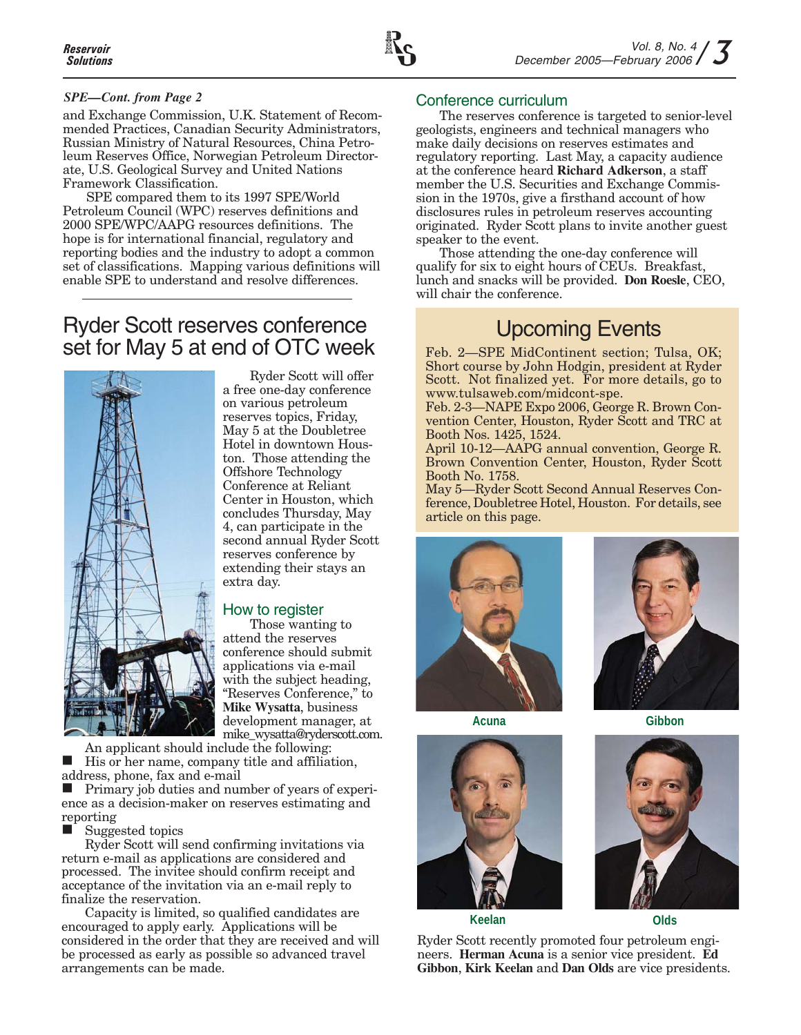*SPE—Cont. from Page 2*

and Exchange Commission, U.K. Statement of Recommended Practices, Canadian Security Administrators, Russian Ministry of Natural Resources, China Petroleum Reserves Office, Norwegian Petroleum Directorate, U.S. Geological Survey and United Nations Framework Classification.

SPE compared them to its 1997 SPE/World Petroleum Council (WPC) reserves definitions and 2000 SPE/WPC/AAPG resources definitions. The hope is for international financial, regulatory and reporting bodies and the industry to adopt a common set of classifications. Mapping various definitions will enable SPE to understand and resolve differences.

# Ryder Scott reserves conference set for May 5 at end of OTC week

Ryder Scott will offer a free one-day conference on various petroleum reserves topics, Friday, May 5 at the Doubletree Hotel in downtown Houston. Those attending the Offshore Technology Conference at Reliant Center in Houston, which concludes Thursday, May 4, can participate in the second annual Ryder Scott reserves conference by extending their stays an extra day.

## How to register

Those wanting to attend the reserves conference should submit applications via e-mail with the subject heading, "Reserves Conference," to **Mike Wysatta**, business development manager, at mike_wysatta@ryderscott.com.

An applicant should include the following:

- His or her name, company title and affiliation, address, phone, fax and e-mail
- Primary job duties and number of years of experience as a decision-maker on reserves estimating and reporting
- Suggested topics

Ryder Scott will send confirming invitations via return e-mail as applications are considered and processed. The invitee should confirm receipt and acceptance of the invitation via an e-mail reply to finalize the reservation.

Capacity is limited, so qualified candidates are encouraged to apply early. Applications will be considered in the order that they are received and will be processed as early as possible so advanced travel arrangements can be made.

## Conference curriculum

The reserves conference is targeted to senior-level geologists, engineers and technical managers who make daily decisions on reserves estimates and regulatory reporting. Last May, a capacity audience at the conference heard **Richard Adkerson**, a staff member the U.S. Securities and Exchange Commission in the 1970s, give a firsthand account of how disclosures rules in petroleum reserves accounting originated. Ryder Scott plans to invite another guest speaker to the event.

Those attending the one-day conference will qualify for six to eight hours of CEUs. Breakfast, lunch and snacks will be provided. **Don Roesle**, CEO, will chair the conference.

## Upcoming Events

Feb. 2—SPE MidContinent section; Tulsa, OK; Short course by John Hodgin, president at Ryder Scott. Not finalized yet. For more details, go to www.tulsaweb.com/midcont-spe.

Feb. 2-3—NAPE Expo 2006, George R. Brown Convention Center, Houston, Ryder Scott and TRC at Booth Nos. 1425, 1524.

April 10-12—AAPG annual convention, George R. Brown Convention Center, Houston, Ryder Scott Booth No. 1758.

May 5—Ryder Scott Second Annual Reserves Conference, Doubletree Hotel, Houston. For details, see article on this page.

Acuna

Gibbon

Keelan

Olds

Ryder Scott recently promoted four petroleum engineers. **Herman Acuna** is a senior vice president. **Ed Gibbon**, **Kirk Keelan** and **Dan Olds** are vice presidents.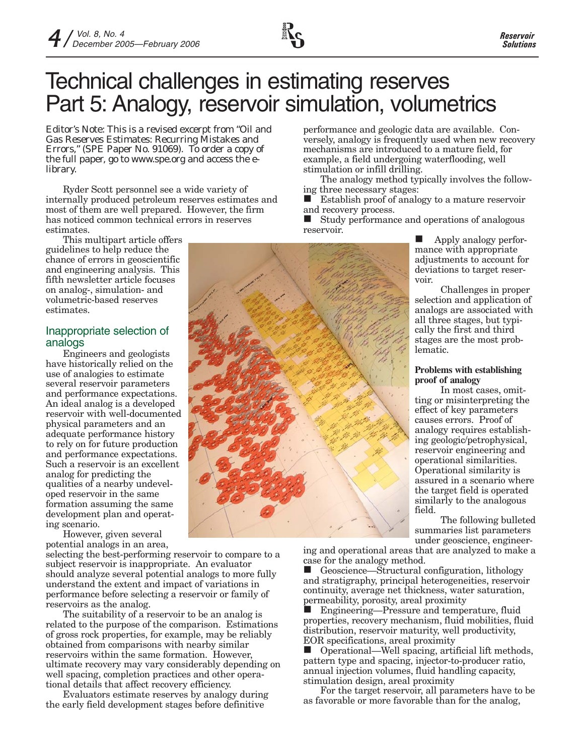# Technical challenges in estimating reserves Part 5: Analogy, reservoir simulation, volumetrics

*Editor's Note: This is a revised excerpt from "Oil and Gas Reserves Estimates: Recurring Mistakes and Errors," (SPE Paper No. 91069). To order a copy of the full paper, go to www.spe.org and access the e-library.*

Ryder Scott personnel see a wide variety of internally produced petroleum reserves estimates and most of them are well prepared. However, the firm has noticed common technical errors in reserves estimates.

This multipart article offers guidelines to help reduce the chance of errors in geoscientific and engineering analysis. This fifth newsletter article focuses on analog-, simulation- and volumetric-based reserves estimates.

## Inappropriate selection of analogs

Engineers and geologists have historically relied on the use of analogies to estimate several reservoir parameters and performance expectations. An ideal analog is a developed reservoir with well-documented physical parameters and an adequate performance history to rely on for future production and performance expectations. Such a reservoir is an excellent analog for predicting the qualities of a nearby undeveloped reservoir in the same formation assuming the same development plan and operating scenario.

However, given several potential analogs in an area, selecting the best-performing reservoir to compare to a subject reservoir is inappropriate. An evaluator should analyze several potential analogs to more fully understand the extent and impact of variations in performance before selecting a reservoir or family of reservoirs as the analog.

The suitability of a reservoir to be an analog is related to the purpose of the comparison. Estimations of gross rock properties, for example, may be reliably obtained from comparisons with nearby similar reservoirs within the same formation. However, ultimate recovery may vary considerably depending on well spacing, completion practices and other operational details that affect recovery efficiency.

Evaluators estimate reserves by analogy during the early field development stages before definitive performance and geologic data are available. Conversely, analogy is frequently used when new recovery mechanisms are introduced to a mature field, for example, a field undergoing waterflooding, well stimulation or infill drilling.

The analogy method typically involves the following three necessary stages:

- Establish proof of analogy to a mature reservoir and recovery process.
- Study performance and operations of analogous reservoir.
- Apply analogy performance with appropriate adjustments to account for deviations to target reservoir.

Challenges in proper selection and application of analogs are associated with all three stages, but typically the first and third stages are the most problematic.

### Problems with establishing proof of analogy

In most cases, omitting or misinterpreting the effect of key parameters causes errors. Proof of analogy requires establishing geologic/petrophysical, reservoir engineering and operational similarities. Operational similarity is assured in a scenario where the target field is operated similarly to the analogous field.

The following bulleted summaries list parameters under geoscience, engineering and operational areas that are analyzed to make a case for the analogy method.

- Geoscience—Structural configuration, lithology and stratigraphy, principal heterogeneities, reservoir continuity, average net thickness, water saturation, permeability, porosity, areal proximity
- Engineering—Pressure and temperature, fluid properties, recovery mechanism, fluid mobilities, fluid distribution, reservoir maturity, well productivity, EOR specifications, areal proximity
- Operational—Well spacing, artificial lift methods, pattern type and spacing, injector-to-producer ratio, annual injection volumes, fluid handling capacity, stimulation design, areal proximity

For the target reservoir, all parameters have to be as favorable or more favorable than for the analog,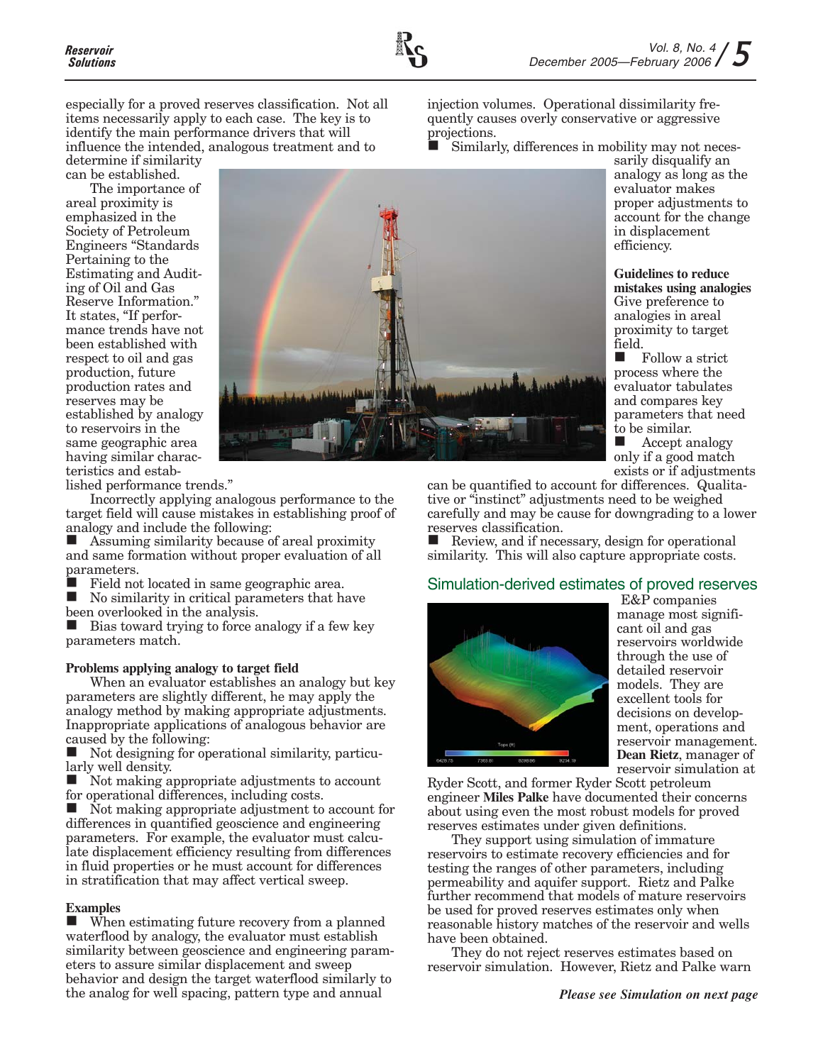especially for a proved reserves classification. Not all items necessarily apply to each case. The key is to identify the main performance drivers that will influence the intended, analogous treatment and to determine if similarity can be established.

The importance of areal proximity is emphasized in the Society of Petroleum Engineers "Standards Pertaining to the Estimating and Auditing of Oil and Gas Reserve Information." It states, "If performance trends have not been established with respect to oil and gas production, future production rates and reserves may be established by analogy to reservoirs in the same geographic area having similar characteristics and established performance trends."

Incorrectly applying analogous performance to the target field will cause mistakes in establishing proof of analogy and include the following:

- Assuming similarity because of areal proximity and same formation without proper evaluation of all parameters.
- Field not located in same geographic area.
- No similarity in critical parameters that have been overlooked in the analysis.
- Bias toward trying to force analogy if a few key parameters match.

**Problems applying analogy to target field**

When an evaluator establishes an analogy but key parameters are slightly different, he may apply the analogy method by making appropriate adjustments. Inappropriate applications of analogous behavior are caused by the following:

- Not designing for operational similarity, particularly well density.
- Not making appropriate adjustments to account for operational differences, including costs.
- Not making appropriate adjustment to account for differences in quantified geoscience and engineering parameters. For example, the evaluator must calculate displacement efficiency resulting from differences in fluid properties or he must account for differences in stratification that may affect vertical sweep.

**Examples**

- When estimating future recovery from a planned waterflood by analogy, the evaluator must establish similarity between geoscience and engineering parameters to assure similar displacement and sweep behavior and design the target waterflood similarly to the analog for well spacing, pattern type and annual injection volumes. Operational dissimilarity frequently causes overly conservative or aggressive projections.
- Similarly, differences in mobility may not necessarily disqualify an analogy as long as the evaluator makes proper adjustments to account for the change in displacement efficiency.

**Guidelines to reduce mistakes using analogies**

Give preference to analogies in areal proximity to target field.

- Follow a strict process where the evaluator tabulates and compares key parameters that need to be similar.
- Accept analogy only if a good match exists or if adjustments can be quantified to account for differences. Qualitative or "instinct" adjustments need to be weighed carefully and may be cause for downgrading to a lower reserves classification.
- Review, and if necessary, design for operational similarity. This will also capture appropriate costs.

## Simulation-derived estimates of proved reserves

E&P companies manage most significant oil and gas reservoirs worldwide through the use of detailed reservoir models. They are excellent tools for decisions on development, operations and reservoir management. **Dean Rietz**, manager of reservoir simulation at Ryder Scott, and former Ryder Scott petroleum engineer **Miles Palke** have documented their concerns about using even the most robust models for proved reserves estimates under given definitions.

They support using simulation of immature reservoirs to estimate recovery efficiencies and for testing the ranges of other parameters, including permeability and aquifer support. Rietz and Palke further recommend that models of mature reservoirs be used for proved reserves estimates only when reasonable history matches of the reservoir and wells have been obtained.

They do not reject reserves estimates based on reservoir simulation. However, Rietz and Palke warn

*Please see Simulation on next page*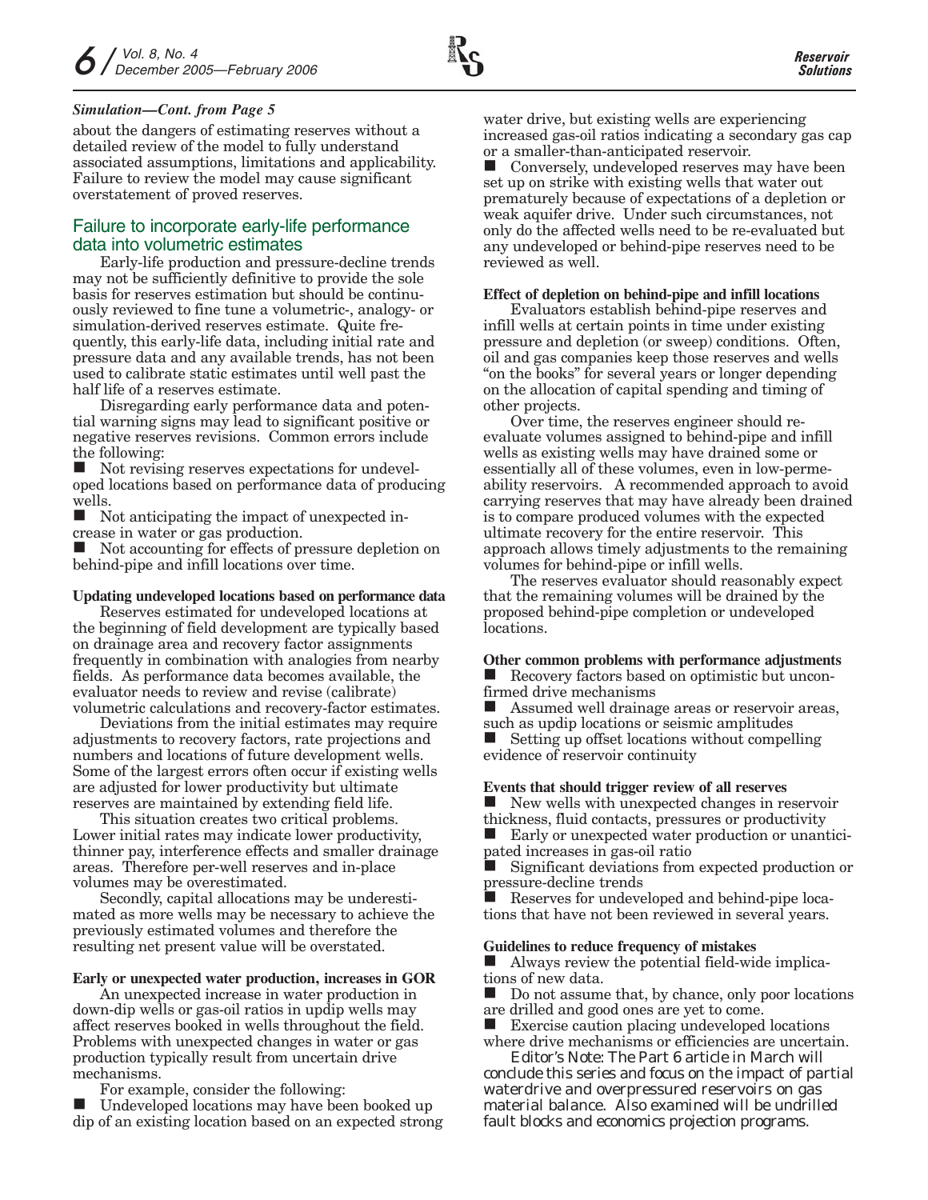*Simulation—Cont. from Page 5*

about the dangers of estimating reserves without a detailed review of the model to fully understand associated assumptions, limitations and applicability. Failure to review the model may cause significant overstatement of proved reserves.

## Failure to incorporate early-life performance data into volumetric estimates

Early-life production and pressure-decline trends may not be sufficiently definitive to provide the sole basis for reserves estimation but should be continuously reviewed to fine tune a volumetric-, analogy- or simulation-derived reserves estimate. Quite frequently, this early-life data, including initial rate and pressure data and any available trends, has not been used to calibrate static estimates until well past the half life of a reserves estimate.

Disregarding early performance data and potential warning signs may lead to significant positive or negative reserves revisions. Common errors include the following:

- Not revising reserves expectations for undeveloped locations based on performance data of producing wells.
- Not anticipating the impact of unexpected increase in water or gas production.
- Not accounting for effects of pressure depletion on behind-pipe and infill locations over time.

**Updating undeveloped locations based on performance data**

Reserves estimated for undeveloped locations at the beginning of field development are typically based on drainage area and recovery factor assignments frequently in combination with analogies from nearby fields. As performance data becomes available, the evaluator needs to review and revise (calibrate) volumetric calculations and recovery-factor estimates.

Deviations from the initial estimates may require adjustments to recovery factors, rate projections and numbers and locations of future development wells. Some of the largest errors often occur if existing wells are adjusted for lower productivity but ultimate reserves are maintained by extending field life.

This situation creates two critical problems. Lower initial rates may indicate lower productivity, thinner pay, interference effects and smaller drainage areas. Therefore per-well reserves and in-place volumes may be overestimated.

Secondly, capital allocations may be underestimated as more wells may be necessary to achieve the previously estimated volumes and therefore the resulting net present value will be overstated.

**Early or unexpected water production, increases in GOR**

An unexpected increase in water production in down-dip wells or gas-oil ratios in updip wells may affect reserves booked in wells throughout the field. Problems with unexpected changes in water or gas production typically result from uncertain drive mechanisms.

For example, consider the following:

- Undeveloped locations may have been booked up dip of an existing location based on an expected strong water drive, but existing wells are experiencing increased gas-oil ratios indicating a secondary gas cap or a smaller-than-anticipated reservoir.
- Conversely, undeveloped reserves may have been set up on strike with existing wells that water out prematurely because of expectations of a depletion or weak aquifer drive. Under such circumstances, not only do the affected wells need to be re-evaluated but any undeveloped or behind-pipe reserves need to be reviewed as well.

**Effect of depletion on behind-pipe and infill locations**

Evaluators establish behind-pipe reserves and infill wells at certain points in time under existing pressure and depletion (or sweep) conditions. Often, oil and gas companies keep those reserves and wells "on the books" for several years or longer depending on the allocation of capital spending and timing of other projects.

Over time, the reserves engineer should re-evaluate volumes assigned to behind-pipe and infill wells as existing wells may have drained some or essentially all of these volumes, even in low-permeability reservoirs. A recommended approach to avoid carrying reserves that may have already been drained is to compare produced volumes with the expected ultimate recovery for the entire reservoir. This approach allows timely adjustments to the remaining volumes for behind-pipe or infill wells.

The reserves evaluator should reasonably expect that the remaining volumes will be drained by the proposed behind-pipe completion or undeveloped locations.

**Other common problems with performance adjustments**

- Recovery factors based on optimistic but unconfirmed drive mechanisms
- Assumed well drainage areas or reservoir areas, such as updip locations or seismic amplitudes
- Setting up offset locations without compelling evidence of reservoir continuity

**Events that should trigger review of all reserves**

- New wells with unexpected changes in reservoir thickness, fluid contacts, pressures or productivity
- Early or unexpected water production or unanticipated increases in gas-oil ratio
- Significant deviations from expected production or pressure-decline trends
- Reserves for undeveloped and behind-pipe locations that have not been reviewed in several years.

**Guidelines to reduce frequency of mistakes**

- Always review the potential field-wide implications of new data.
- Do not assume that, by chance, only poor locations are drilled and good ones are yet to come.
- Exercise caution placing undeveloped locations where drive mechanisms or efficiencies are uncertain.

*Editor's Note: The Part 6 article in March will conclude this series and focus on the impact of partial waterdrive and overpressured reservoirs on gas material balance. Also examined will be undrilled fault blocks and economics projection programs.*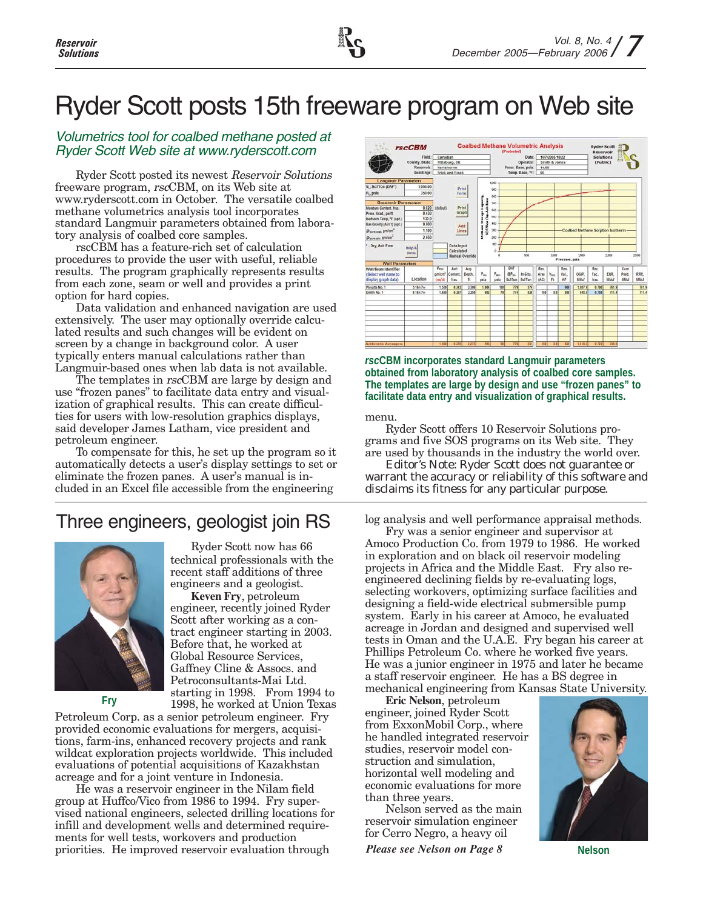# Ryder Scott posts 15th freeware program on Web site

*Volumetrics tool for coalbed methane posted at Ryder Scott Web site at www.ryderscott.com*

Ryder Scott posted its newest *Reservoir Solutions* freeware program, *rsc*CBM, on its Web site at www.ryderscott.com in October. The versatile coalbed methane volumetrics analysis tool incorporates standard Langmuir parameters obtained from laboratory analysis of coalbed core samples.

rscCBM has a feature-rich set of calculation procedures to provide the user with useful, reliable results. The program graphically represents results from each zone, seam or well and provides a print option for hard copies.

Data validation and enhanced navigation are used extensively. The user may optionally override calculated results and such changes will be evident on screen by a change in background color. A user typically enters manual calculations rather than Langmuir-based ones when lab data is not available.

The templates in *rsc*CBM are large by design and use "frozen panes" to facilitate data entry and visualization of graphical results. This can create difficulties for users with low-resolution graphics displays, said developer James Latham, vice president and petroleum engineer.

To compensate for this, he set up the program so it automatically detects a user's display settings to set or eliminate the frozen panes. A user's manual is included in an Excel file accessible from the engineering menu.

***rsc*CBM incorporates standard Langmuir parameters obtained from laboratory analysis of coalbed core samples. The templates are large by design and use "frozen panes" to facilitate data entry and visualization of graphical results.**

Ryder Scott offers 10 Reservoir Solutions programs and five SOS programs on its Web site. They are used by thousands in the industry the world over.

Editor's Note: Ryder Scott does not guarantee or warrant the accuracy or reliability of this software and disclaims its fitness for any particular purpose.

## Three engineers, geologist join RS

Fry

Ryder Scott now has 66 technical professionals with the recent staff additions of three engineers and a geologist.

**Keven Fry**, petroleum engineer, recently joined Ryder Scott after working as a contract engineer starting in 2003. Before that, he worked at Global Resource Services, Gaffney Cline & Assocs. and Petroconsultants-Mai Ltd. starting in 1998. From 1994 to 1998, he worked at Union Texas Petroleum Corp. as a senior petroleum engineer. Fry provided economic evaluations for mergers, acquisitions, farm-ins, enhanced recovery projects and rank wildcat exploration projects worldwide. This included evaluations of potential acquisitions of Kazakhstan acreage and for a joint venture in Indonesia.

He was a reservoir engineer in the Nilam field group at Huffco/Vico from 1986 to 1994. Fry supervised national engineers, selected drilling locations for infill and development wells and determined requirements for well tests, workovers and production priorities. He improved reservoir evaluation through log analysis and well performance appraisal methods.

Fry was a senior engineer and supervisor at Amoco Production Co. from 1979 to 1986. He worked in exploration and on black oil reservoir modeling projects in Africa and the Middle East. Fry also re-engineered declining fields by re-evaluating logs, selecting workovers, optimizing surface facilities and designing a field-wide electrical submersible pump system. Early in his career at Amoco, he evaluated acreage in Jordan and designed and supervised well tests in Oman and the U.A.E. Fry began his career at Phillips Petroleum Co. where he worked five years. He was a junior engineer in 1975 and later he became a staff reservoir engineer. He has a BS degree in mechanical engineering from Kansas State University.

**Eric Nelson**, petroleum engineer, joined Ryder Scott from ExxonMobil Corp., where he handled integrated reservoir studies, reservoir model construction and simulation, horizontal well modeling and economic evaluations for more than three years.

Nelson served as the main reservoir simulation engineer for Cerro Negro, a heavy oil

Nelson

***Please see Nelson on Page 8***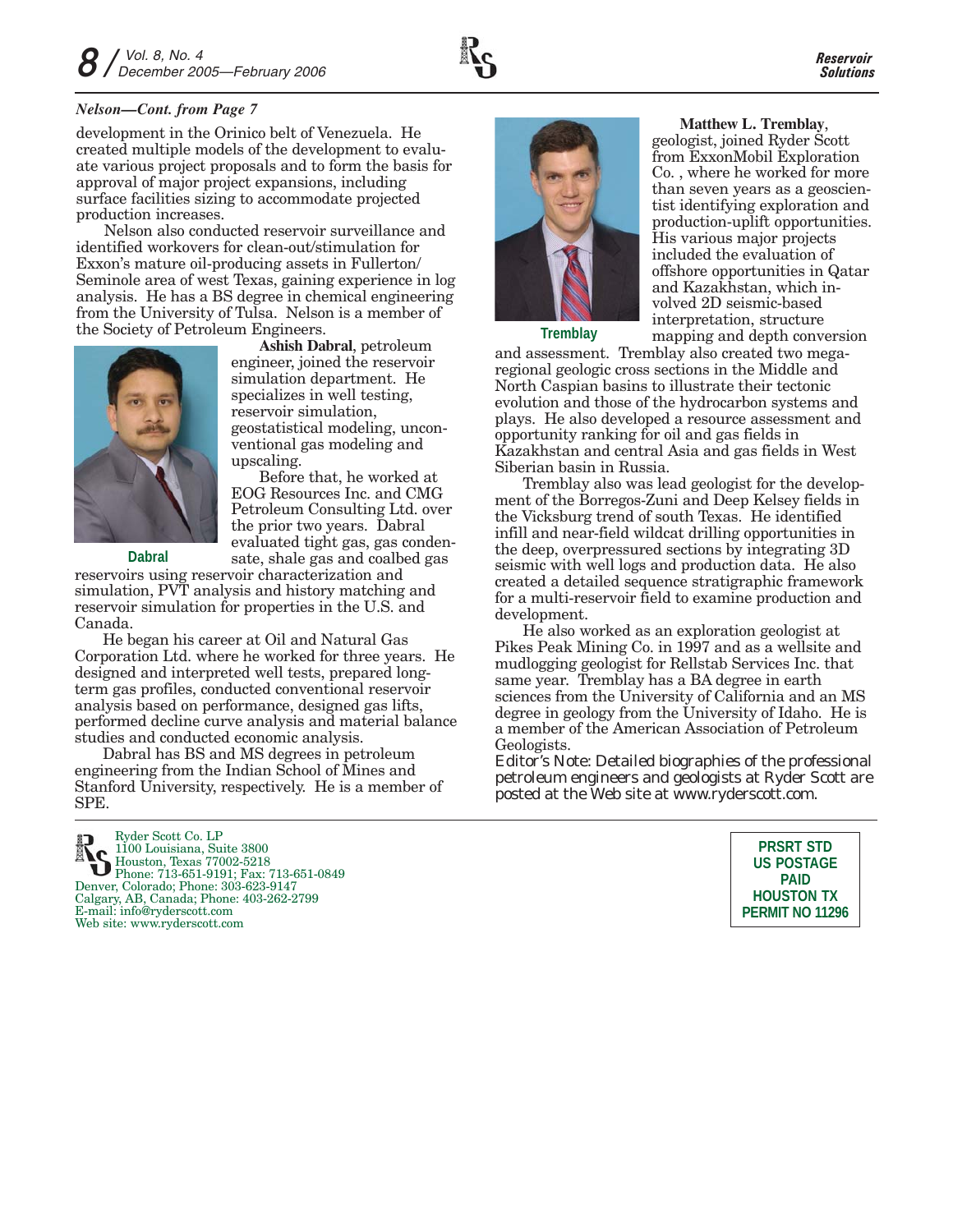*Nelson—Cont. from Page 7*

development in the Orinico belt of Venezuela. He created multiple models of the development to evaluate various project proposals and to form the basis for approval of major project expansions, including surface facilities sizing to accommodate projected production increases.

Nelson also conducted reservoir surveillance and identified workovers for clean-out/stimulation for Exxon's mature oil-producing assets in Fullerton/Seminole area of west Texas, gaining experience in log analysis. He has a BS degree in chemical engineering from the University of Tulsa. Nelson is a member of the Society of Petroleum Engineers.

Dabral

**Ashish Dabral**, petroleum engineer, joined the reservoir simulation department. He specializes in well testing, reservoir simulation, geostatistical modeling, unconventional gas modeling and upscaling.

Before that, he worked at EOG Resources Inc. and CMG Petroleum Consulting Ltd. over the prior two years. Dabral evaluated tight gas, gas condensate, shale gas and coalbed gas reservoirs using reservoir characterization and simulation, PVT analysis and history matching and reservoir simulation for properties in the U.S. and Canada.

He began his career at Oil and Natural Gas Corporation Ltd. where he worked for three years. He designed and interpreted well tests, prepared long-term gas profiles, conducted conventional reservoir analysis based on performance, designed gas lifts, performed decline curve analysis and material balance studies and conducted economic analysis.

Dabral has BS and MS degrees in petroleum engineering from the Indian School of Mines and Stanford University, respectively. He is a member of SPE.

Tremblay

**Matthew L. Tremblay**, geologist, joined Ryder Scott from ExxonMobil Exploration Co. , where he worked for more than seven years as a geoscientist identifying exploration and production-uplift opportunities. His various major projects included the evaluation of offshore opportunities in Qatar and Kazakhstan, which involved 2D seismic-based interpretation, structure mapping and depth conversion and assessment. Tremblay also created two mega-regional geologic cross sections in the Middle and North Caspian basins to illustrate their tectonic evolution and those of the hydrocarbon systems and plays. He also developed a resource assessment and opportunity ranking for oil and gas fields in Kazakhstan and central Asia and gas fields in West Siberian basin in Russia.

Tremblay also was lead geologist for the development of the Borregos-Zuni and Deep Kelsey fields in the Vicksburg trend of south Texas. He identified infill and near-field wildcat drilling opportunities in the deep, overpressured sections by integrating 3D seismic with well logs and production data. He also created a detailed sequence stratigraphic framework for a multi-reservoir field to examine production and development.

He also worked as an exploration geologist at Pikes Peak Mining Co. in 1997 and as a wellsite and mudlogging geologist for Rellstab Services Inc. that same year. Tremblay has a BA degree in earth sciences from the University of California and an MS degree in geology from the University of Idaho. He is a member of the American Association of Petroleum Geologists.

Editor's Note: Detailed biographies of the professional petroleum engineers and geologists at Ryder Scott are posted at the Web site at www.ryderscott.com.

Ryder Scott Co. LP
1100 Louisiana, Suite 3800
Houston, Texas 77002-5218
Phone: 713-651-9191; Fax: 713-651-0849
Denver, Colorado; Phone: 303-623-9147
Calgary, AB, Canada; Phone: 403-262-2799
E-mail: info@ryderscott.com
Web site: www.ryderscott.com

PRSRT STD
US POSTAGE
PAID
HOUSTON TX
PERMIT NO 11296